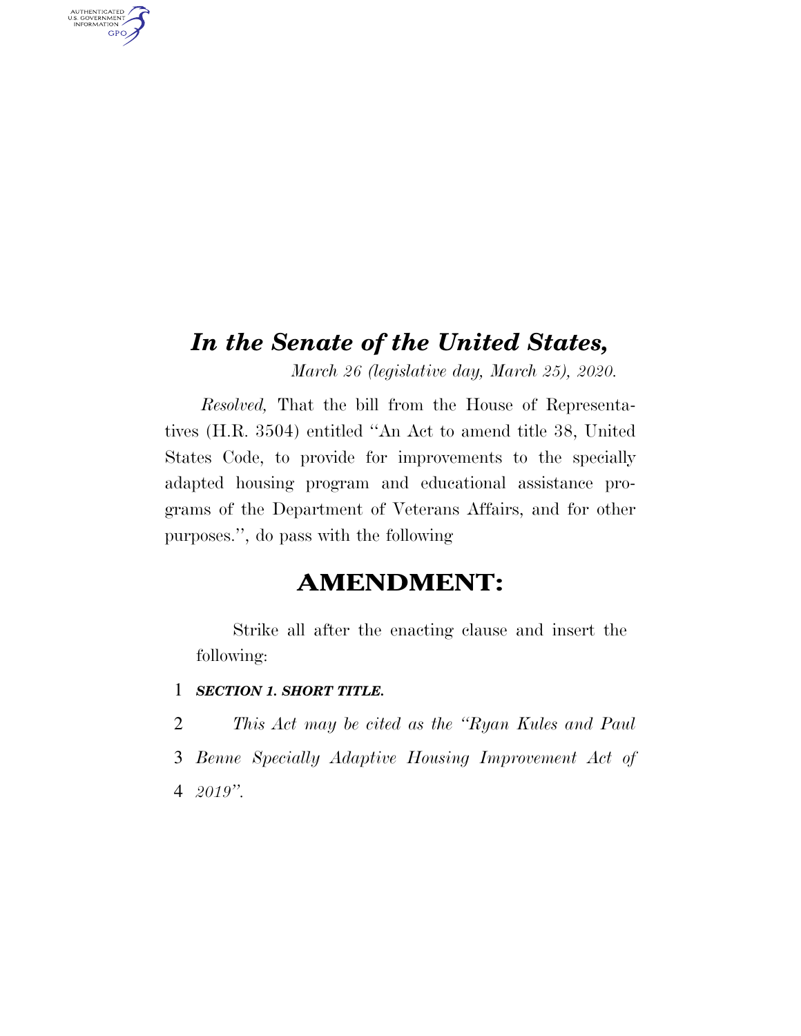# *In the Senate of the United States,*

*March 26 (legislative day, March 25), 2020.*

*Resolved,* That the bill from the House of Representatives (H.R. 3504) entitled "An Act to amend title 38, United States Code, to provide for improvements to the specially adapted housing program and educational assistance programs of the Department of Veterans Affairs, and for other purposes.", do pass with the following

## AMENDMENT:

Strike all after the enacting clause and insert the following:

1 ***SECTION 1. SHORT TITLE.***

2 *This Act may be cited as the "Ryan Kules and Paul*
3 *Benne Specially Adaptive Housing Improvement Act of*
4 *2019".*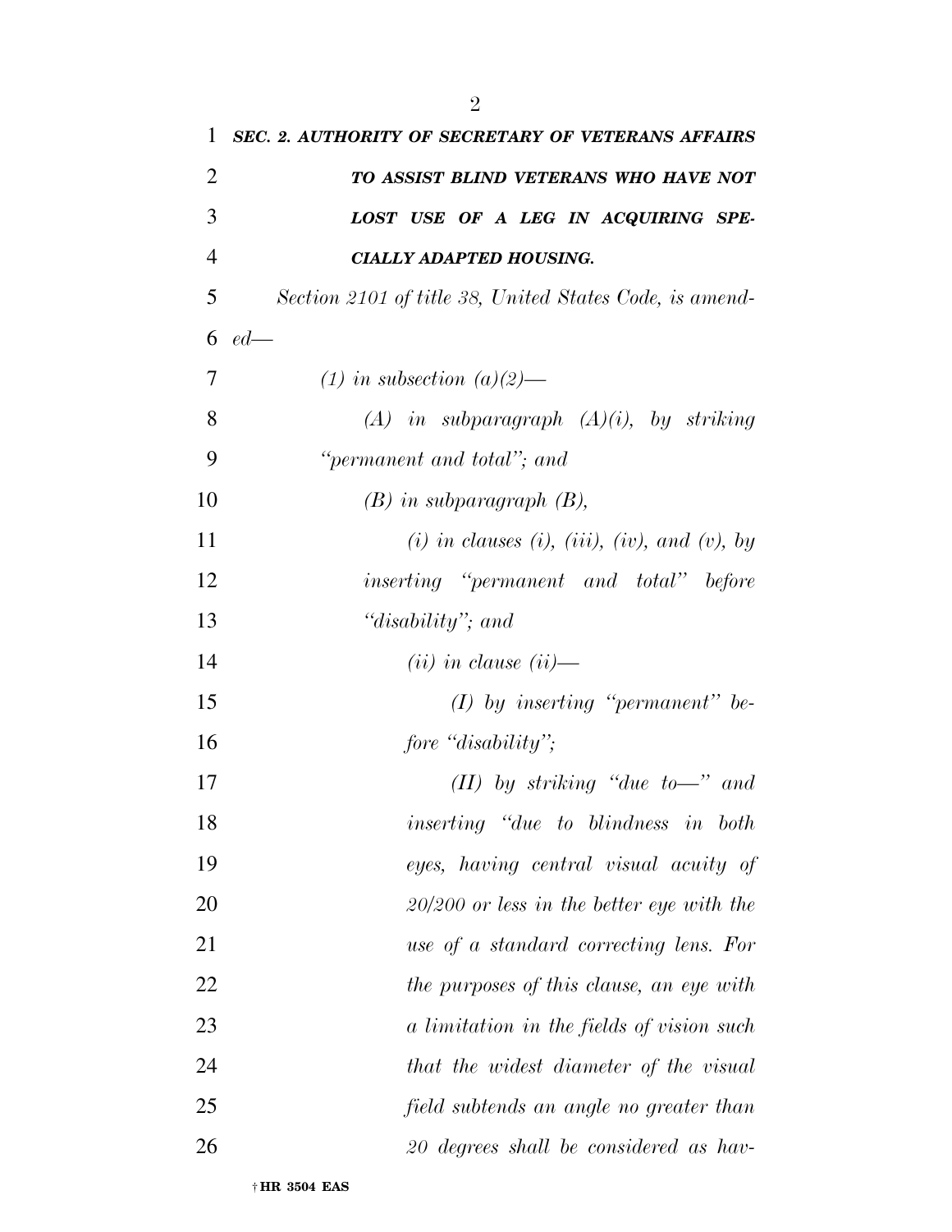***SEC. 2. AUTHORITY OF SECRETARY OF VETERANS AFFAIRS TO ASSIST BLIND VETERANS WHO HAVE NOT LOST USE OF A LEG IN ACQUIRING SPECIALLY ADAPTED HOUSING.***

*Section 2101 of title 38, United States Code, is amended—*

*(1) in subsection (a)(2)—*

*(A) in subparagraph (A)(i), by striking "permanent and total"; and*

*(B) in subparagraph (B),*

*(i) in clauses (i), (iii), (iv), and (v), by inserting "permanent and total" before "disability"; and*

*(ii) in clause (ii)—*

*(I) by inserting "permanent" before "disability";*

*(II) by striking "due to—" and inserting "due to blindness in both eyes, having central visual acuity of 20/200 or less in the better eye with the use of a standard correcting lens. For the purposes of this clause, an eye with a limitation in the fields of vision such that the widest diameter of the visual field subtends an angle no greater than 20 degrees shall be considered as hav-*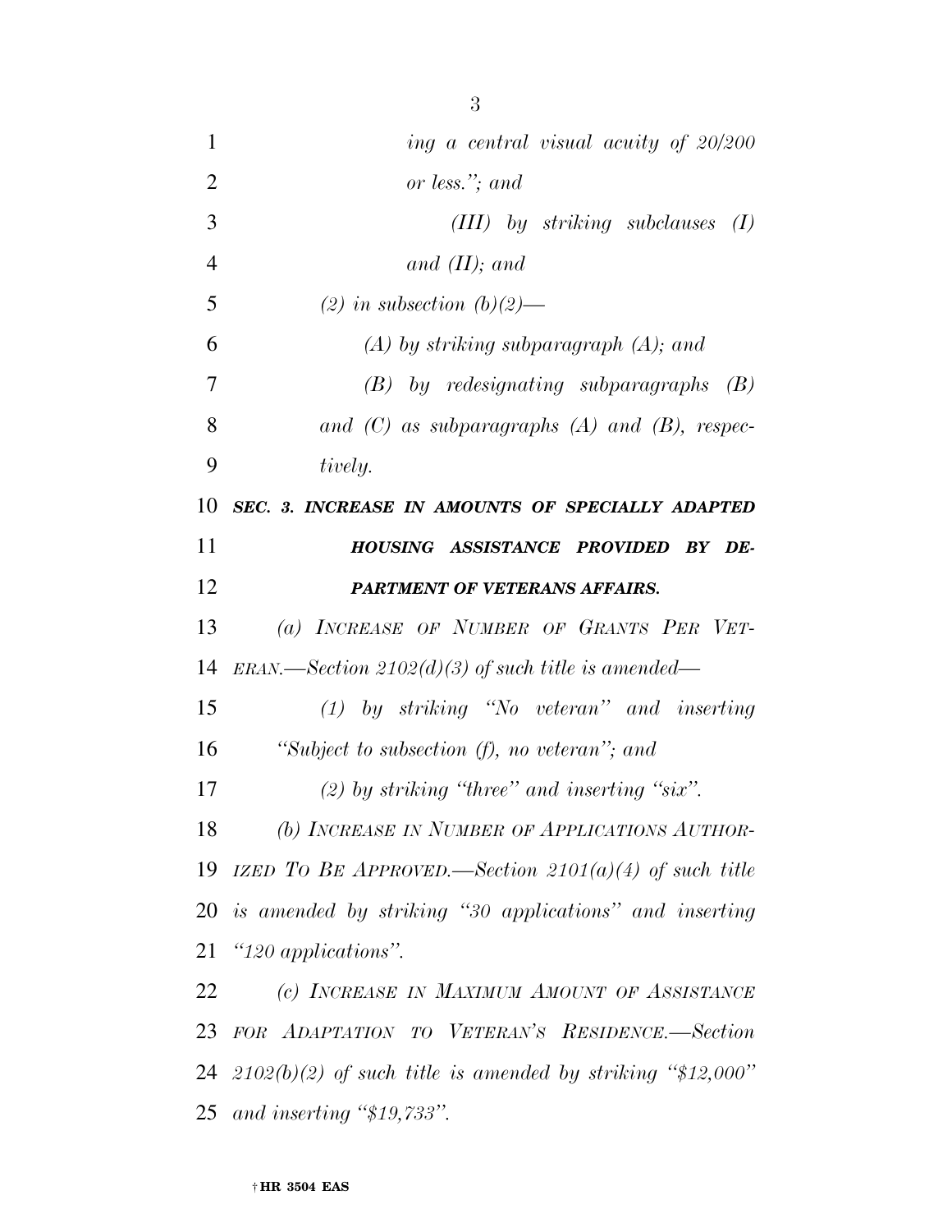*ing a central visual acuity of 20/200 or less.''; and*

*(III) by striking subclauses (I) and (II); and*

*(2) in subsection (b)(2)—*

*(A) by striking subparagraph (A); and*

*(B) by redesignating subparagraphs (B) and (C) as subparagraphs (A) and (B), respectively.*

***SEC. 3. INCREASE IN AMOUNTS OF SPECIALLY ADAPTED HOUSING ASSISTANCE PROVIDED BY DEPARTMENT OF VETERANS AFFAIRS.***

*(a) INCREASE OF NUMBER OF GRANTS PER VETERAN.—Section 2102(d)(3) of such title is amended—*

*(1) by striking ''No veteran'' and inserting ''Subject to subsection (f), no veteran''; and*

*(2) by striking ''three'' and inserting ''six''.*

*(b) INCREASE IN NUMBER OF APPLICATIONS AUTHORIZED TO BE APPROVED.—Section 2101(a)(4) of such title is amended by striking ''30 applications'' and inserting ''120 applications''.*

*(c) INCREASE IN MAXIMUM AMOUNT OF ASSISTANCE FOR ADAPTATION TO VETERAN'S RESIDENCE.—Section 2102(b)(2) of such title is amended by striking ''$12,000'' and inserting ''$19,733''.*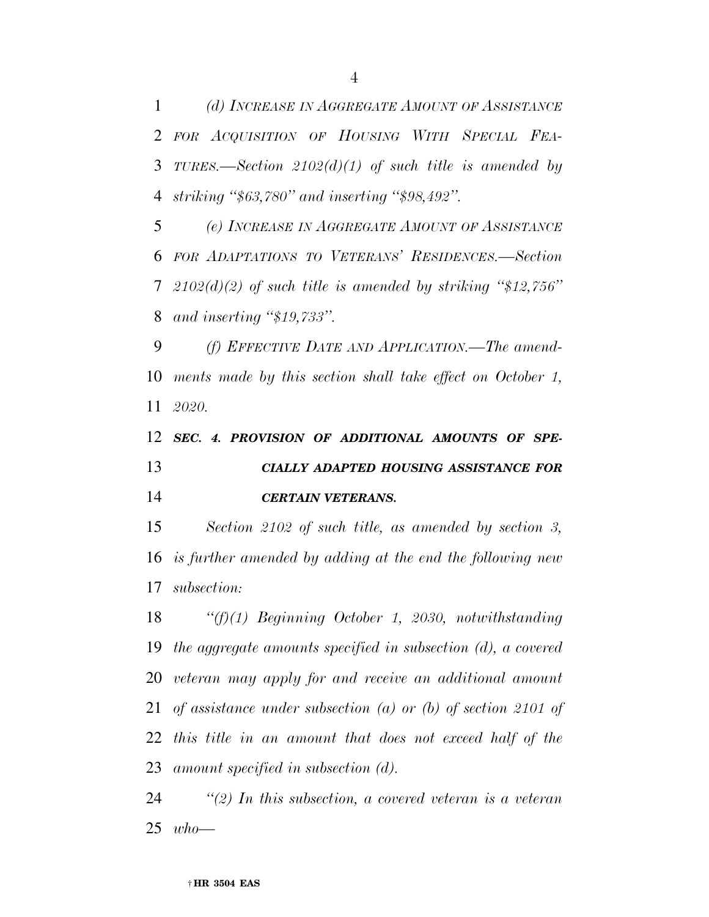*(d) INCREASE IN AGGREGATE AMOUNT OF ASSISTANCE FOR ACQUISITION OF HOUSING WITH SPECIAL FEATURES.—Section 2102(d)(1) of such title is amended by striking "$63,780" and inserting "$98,492".*

*(e) INCREASE IN AGGREGATE AMOUNT OF ASSISTANCE FOR ADAPTATIONS TO VETERANS' RESIDENCES.—Section 2102(d)(2) of such title is amended by striking "$12,756" and inserting "$19,733".*

*(f) EFFECTIVE DATE AND APPLICATION.—The amendments made by this section shall take effect on October 1, 2020.*

***SEC. 4. PROVISION OF ADDITIONAL AMOUNTS OF SPECIALLY ADAPTED HOUSING ASSISTANCE FOR CERTAIN VETERANS.***

*Section 2102 of such title, as amended by section 3, is further amended by adding at the end the following new subsection:*

*"(f)(1) Beginning October 1, 2030, notwithstanding the aggregate amounts specified in subsection (d), a covered veteran may apply for and receive an additional amount of assistance under subsection (a) or (b) of section 2101 of this title in an amount that does not exceed half of the amount specified in subsection (d).*

*"(2) In this subsection, a covered veteran is a veteran who—*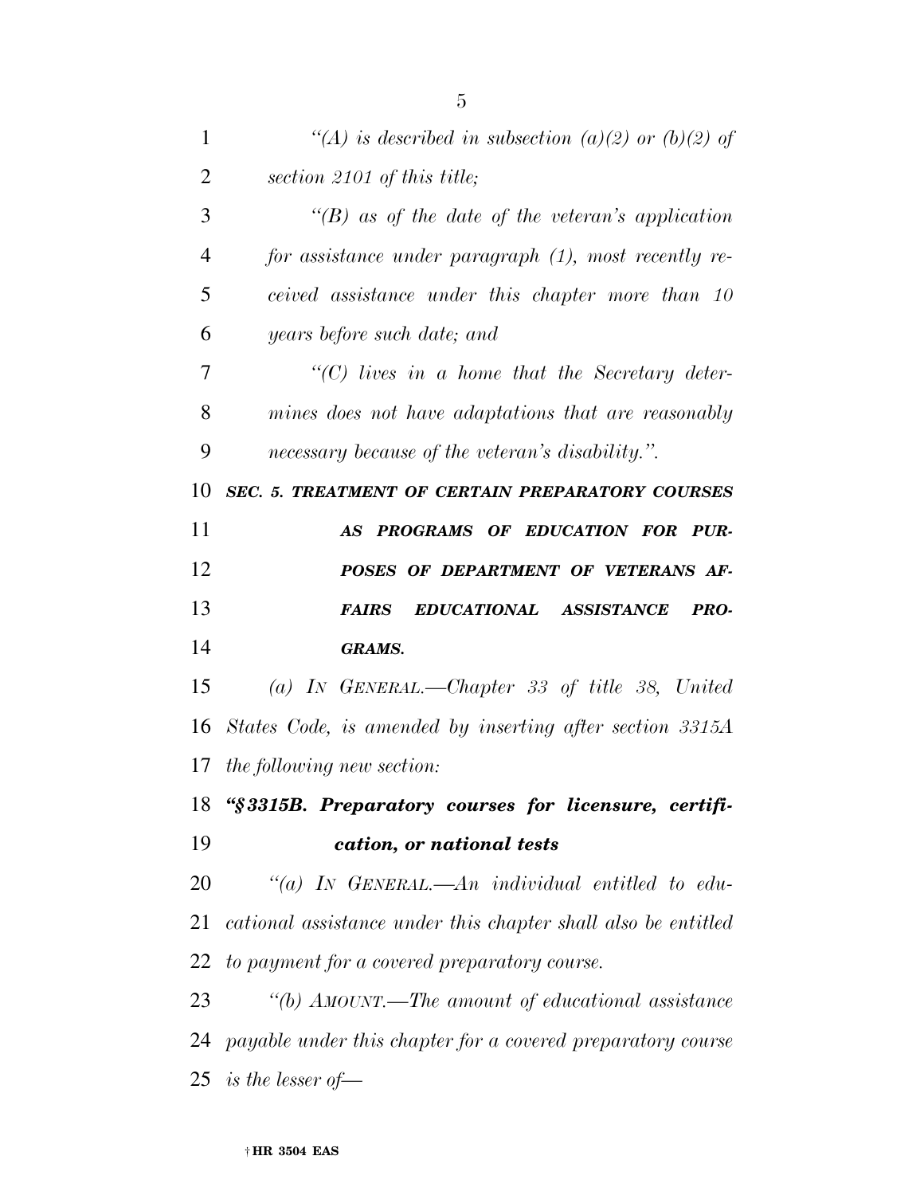*"(A) is described in subsection (a)(2) or (b)(2) of section 2101 of this title;*

*"(B) as of the date of the veteran's application for assistance under paragraph (1), most recently received assistance under this chapter more than 10 years before such date; and*

*"(C) lives in a home that the Secretary determines does not have adaptations that are reasonably necessary because of the veteran's disability.".*

***SEC. 5. TREATMENT OF CERTAIN PREPARATORY COURSES AS PROGRAMS OF EDUCATION FOR PURPOSES OF DEPARTMENT OF VETERANS AFFAIRS EDUCATIONAL ASSISTANCE PROGRAMS.***

*(a) IN GENERAL.—Chapter 33 of title 38, United States Code, is amended by inserting after section 3315A the following new section:*

***"§3315B. Preparatory courses for licensure, certification, or national tests***

*"(a) IN GENERAL.—An individual entitled to educational assistance under this chapter shall also be entitled to payment for a covered preparatory course.*

*"(b) AMOUNT.—The amount of educational assistance payable under this chapter for a covered preparatory course is the lesser of—*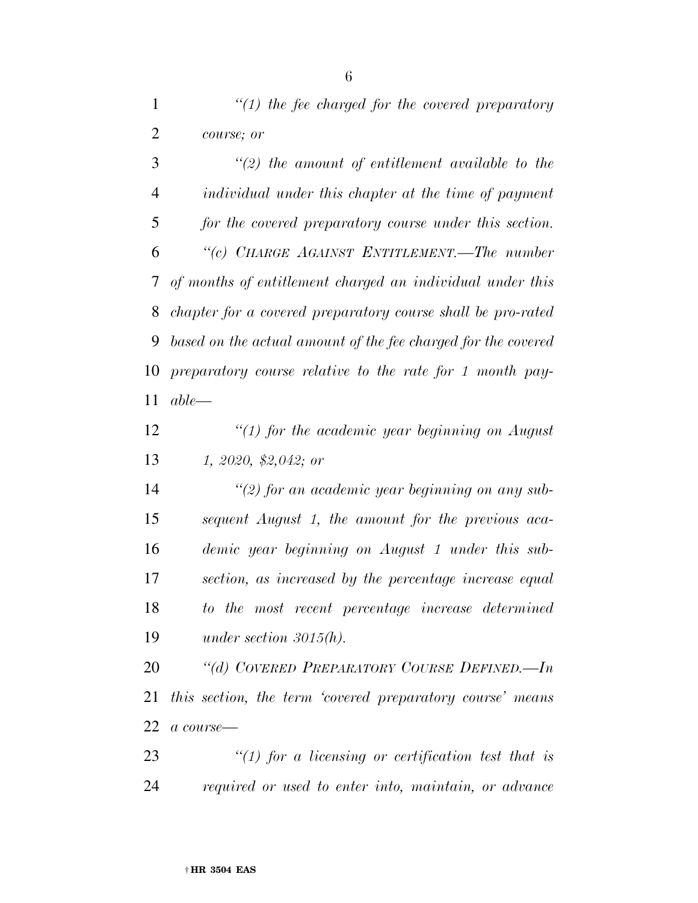*"(1) the fee charged for the covered preparatory course; or*

*"(2) the amount of entitlement available to the individual under this chapter at the time of payment for the covered preparatory course under this section.*

*"(c) CHARGE AGAINST ENTITLEMENT.—The number of months of entitlement charged an individual under this chapter for a covered preparatory course shall be pro-rated based on the actual amount of the fee charged for the covered preparatory course relative to the rate for 1 month payable—*

*"(1) for the academic year beginning on August 1, 2020, $2,042; or*

*"(2) for an academic year beginning on any subsequent August 1, the amount for the previous academic year beginning on August 1 under this subsection, as increased by the percentage increase equal to the most recent percentage increase determined under section 3015(h).*

*"(d) COVERED PREPARATORY COURSE DEFINED.—In this section, the term 'covered preparatory course' means a course—*

*"(1) for a licensing or certification test that is required or used to enter into, maintain, or advance*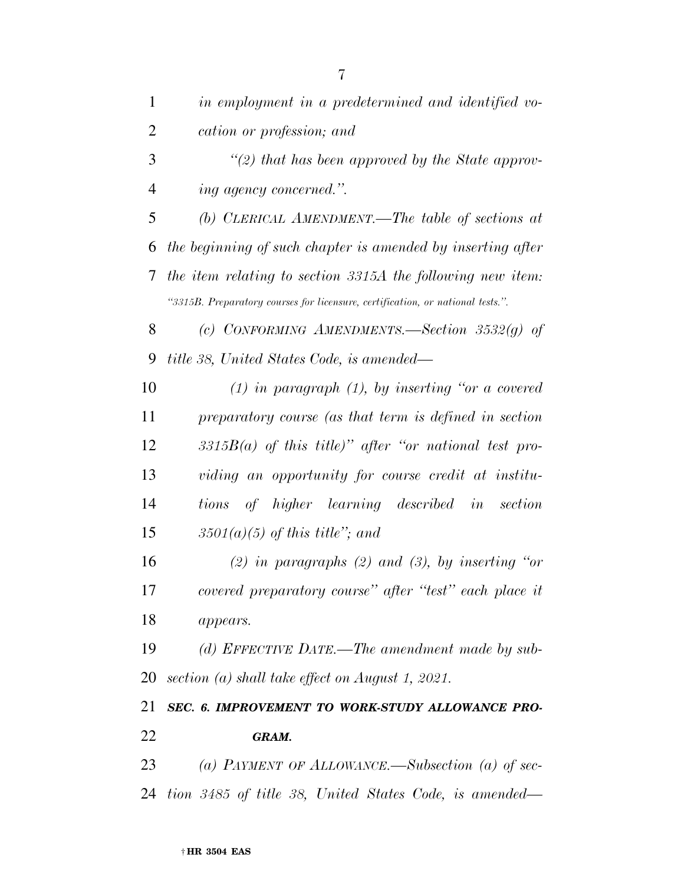*in employment in a predetermined and identified vocation or profession; and*

*"(2) that has been approved by the State approving agency concerned.".*

*(b) CLERICAL AMENDMENT.—The table of sections at the beginning of such chapter is amended by inserting after the item relating to section 3315A the following new item:*

*"3315B. Preparatory courses for licensure, certification, or national tests.".*

*(c) CONFORMING AMENDMENTS.—Section 3532(g) of title 38, United States Code, is amended—*

*(1) in paragraph (1), by inserting "or a covered preparatory course (as that term is defined in section 3315B(a) of this title)" after "or national test providing an opportunity for course credit at institutions of higher learning described in section 3501(a)(5) of this title"; and*

*(2) in paragraphs (2) and (3), by inserting "or covered preparatory course" after "test" each place it appears.*

*(d) EFFECTIVE DATE.—The amendment made by subsection (a) shall take effect on August 1, 2021.*

***SEC. 6. IMPROVEMENT TO WORK-STUDY ALLOWANCE PROGRAM.***

*(a) PAYMENT OF ALLOWANCE.—Subsection (a) of section 3485 of title 38, United States Code, is amended—*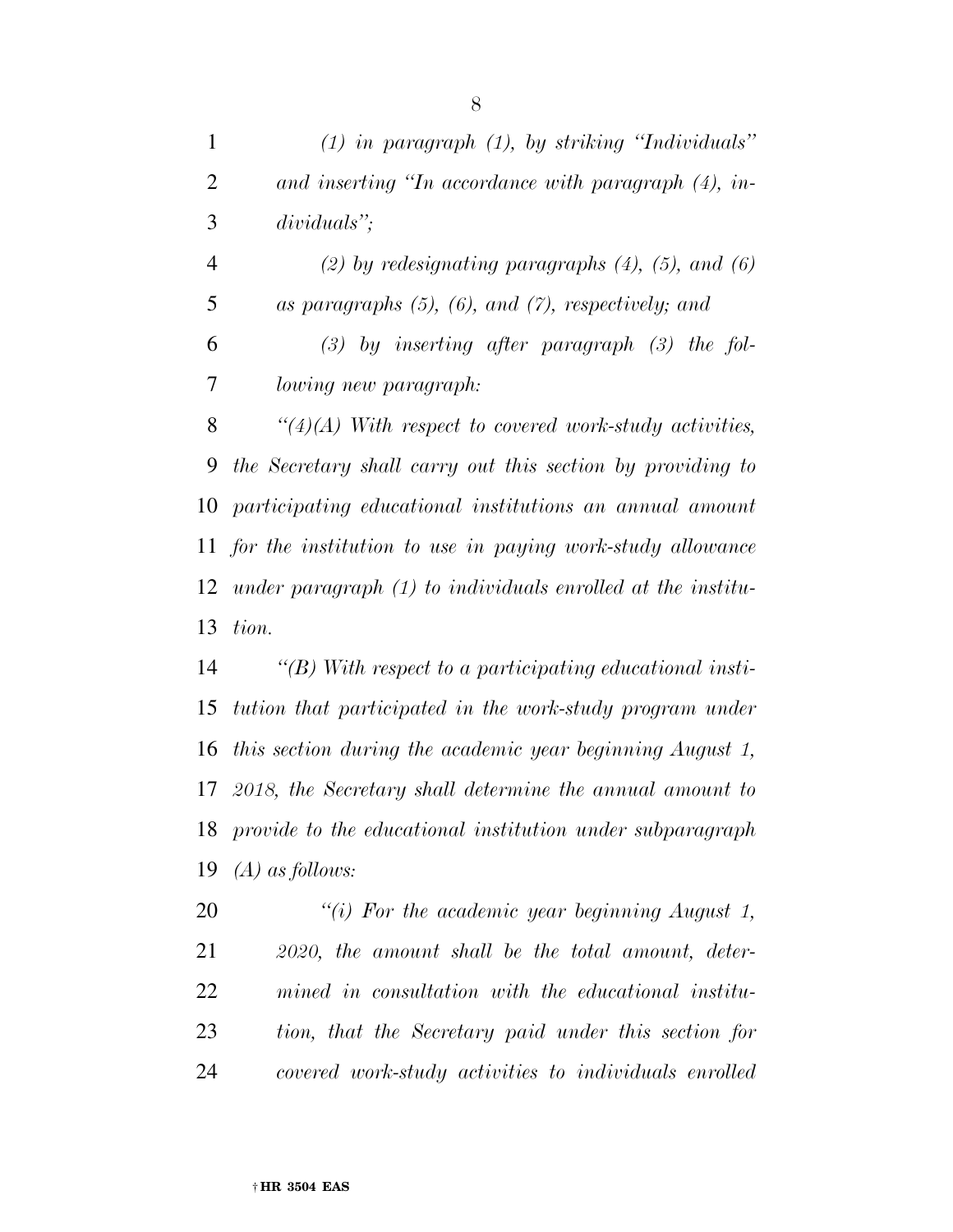*(1) in paragraph (1), by striking "Individuals" and inserting "In accordance with paragraph (4), individuals";*

*(2) by redesignating paragraphs (4), (5), and (6) as paragraphs (5), (6), and (7), respectively; and*

*(3) by inserting after paragraph (3) the following new paragraph:*

*"(4)(A) With respect to covered work-study activities, the Secretary shall carry out this section by providing to participating educational institutions an annual amount for the institution to use in paying work-study allowance under paragraph (1) to individuals enrolled at the institution.*

*"(B) With respect to a participating educational institution that participated in the work-study program under this section during the academic year beginning August 1, 2018, the Secretary shall determine the annual amount to provide to the educational institution under subparagraph (A) as follows:*

*"(i) For the academic year beginning August 1, 2020, the amount shall be the total amount, determined in consultation with the educational institution, that the Secretary paid under this section for covered work-study activities to individuals enrolled*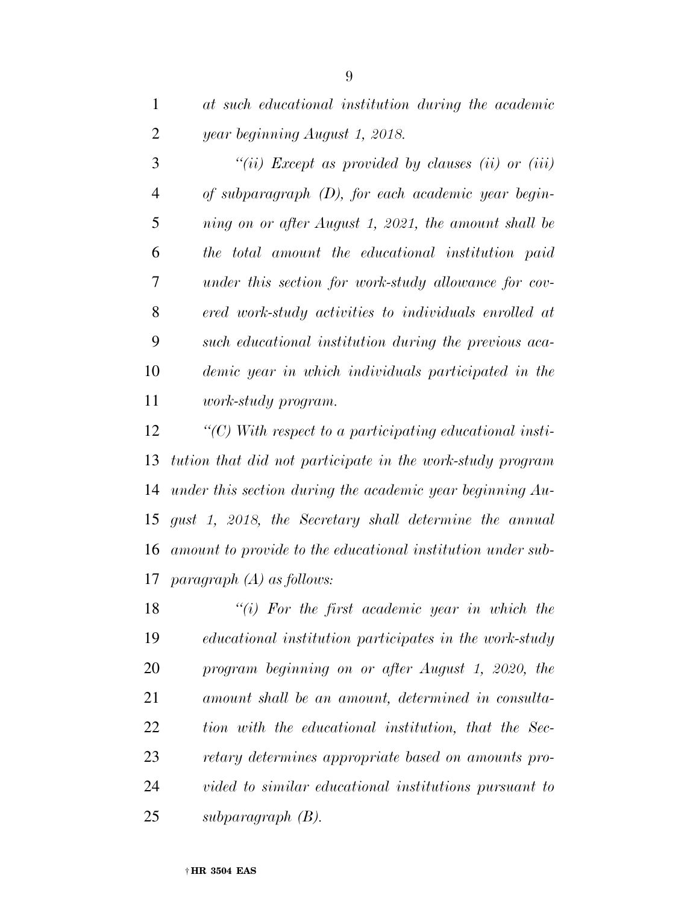*at such educational institution during the academic year beginning August 1, 2018.*

*"(ii) Except as provided by clauses (ii) or (iii) of subparagraph (D), for each academic year beginning on or after August 1, 2021, the amount shall be the total amount the educational institution paid under this section for work-study allowance for covered work-study activities to individuals enrolled at such educational institution during the previous academic year in which individuals participated in the work-study program.*

*"(C) With respect to a participating educational institution that did not participate in the work-study program under this section during the academic year beginning August 1, 2018, the Secretary shall determine the annual amount to provide to the educational institution under subparagraph (A) as follows:*

*"(i) For the first academic year in which the educational institution participates in the work-study program beginning on or after August 1, 2020, the amount shall be an amount, determined in consultation with the educational institution, that the Secretary determines appropriate based on amounts provided to similar educational institutions pursuant to subparagraph (B).*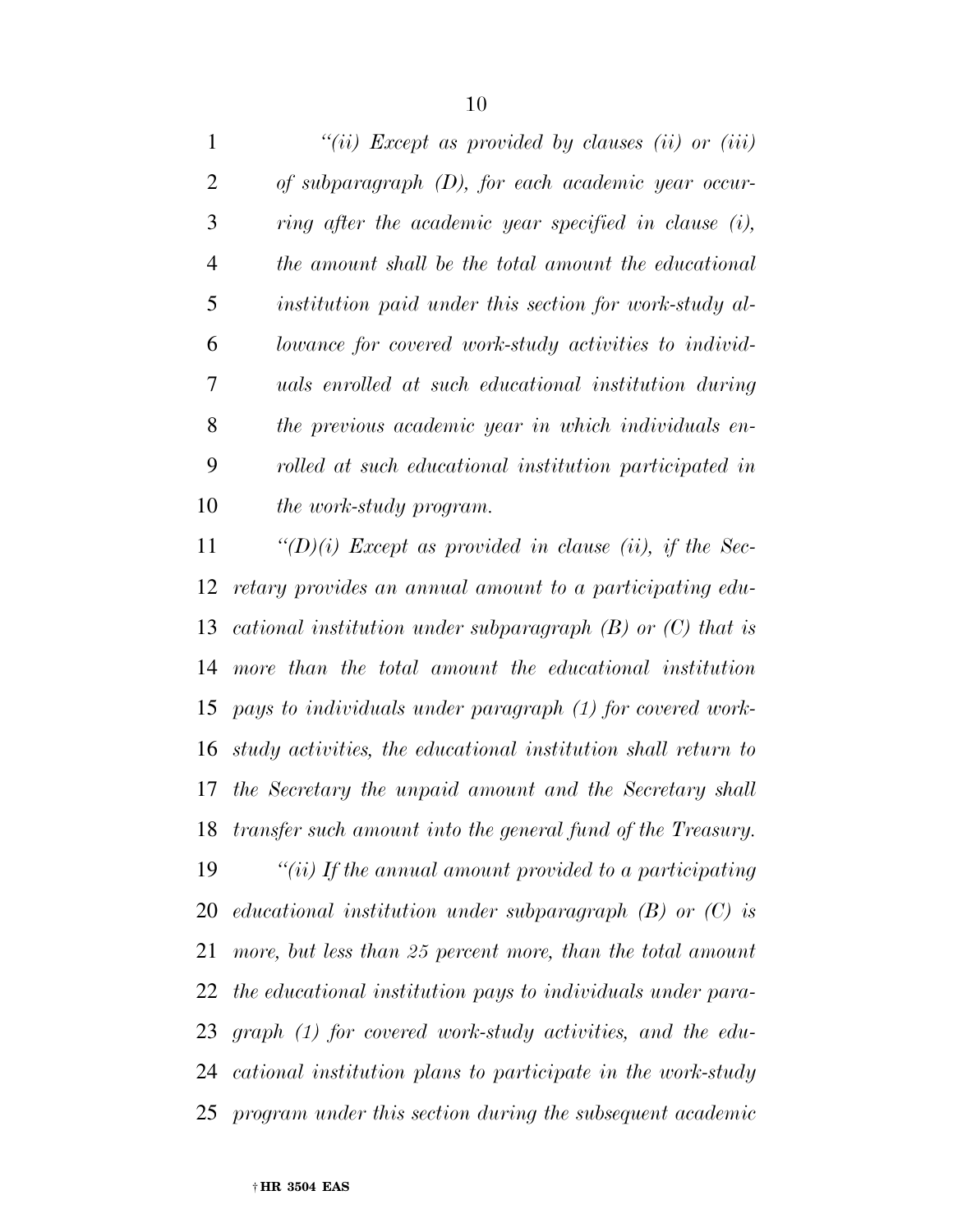*"(ii) Except as provided by clauses (ii) or (iii) of subparagraph (D), for each academic year occurring after the academic year specified in clause (i), the amount shall be the total amount the educational institution paid under this section for work-study allowance for covered work-study activities to individuals enrolled at such educational institution during the previous academic year in which individuals enrolled at such educational institution participated in the work-study program.*

*"(D)(i) Except as provided in clause (ii), if the Secretary provides an annual amount to a participating educational institution under subparagraph (B) or (C) that is more than the total amount the educational institution pays to individuals under paragraph (1) for covered work-study activities, the educational institution shall return to the Secretary the unpaid amount and the Secretary shall transfer such amount into the general fund of the Treasury.*

*"(ii) If the annual amount provided to a participating educational institution under subparagraph (B) or (C) is more, but less than 25 percent more, than the total amount the educational institution pays to individuals under paragraph (1) for covered work-study activities, and the educational institution plans to participate in the work-study program under this section during the subsequent academic*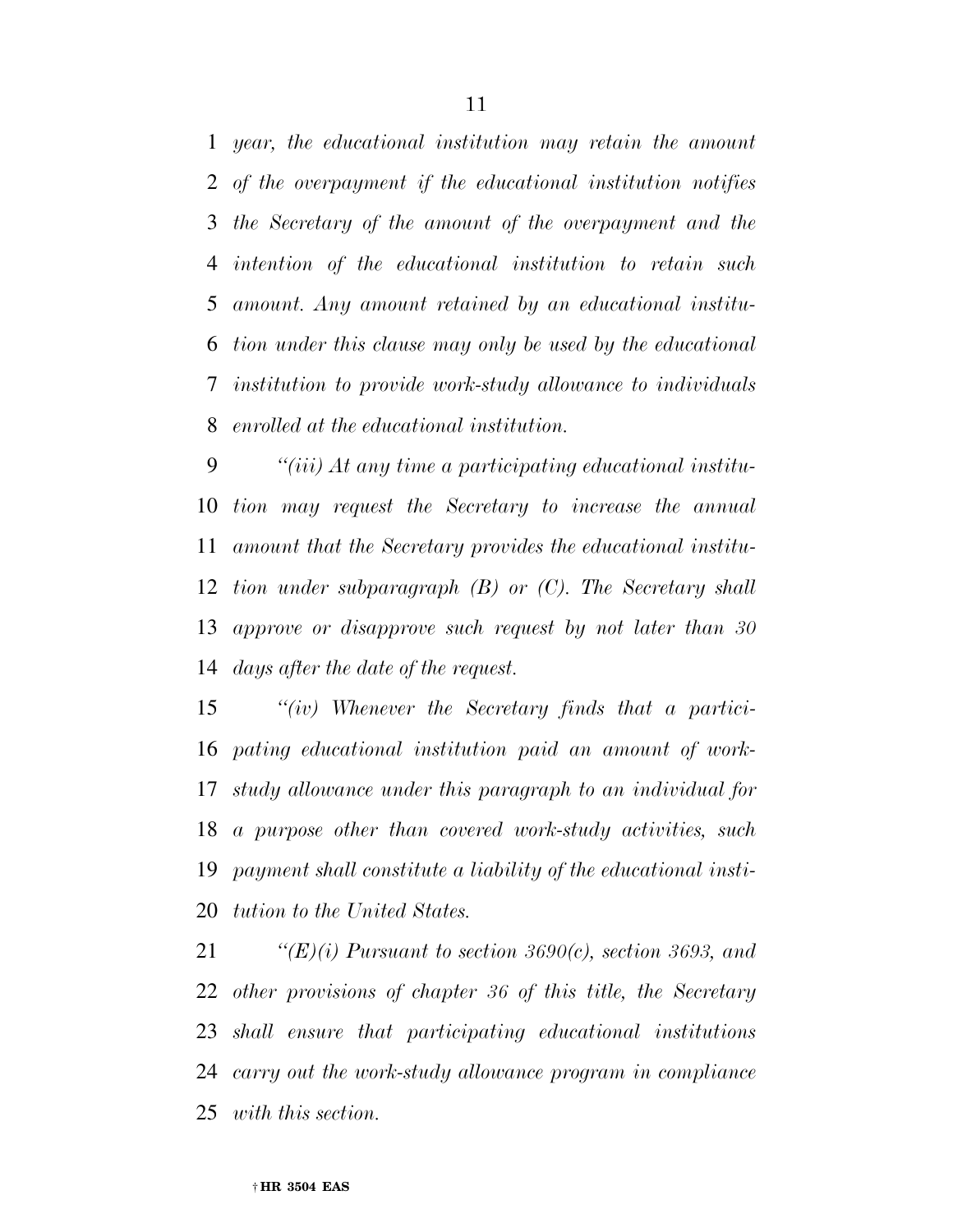*year, the educational institution may retain the amount of the overpayment if the educational institution notifies the Secretary of the amount of the overpayment and the intention of the educational institution to retain such amount. Any amount retained by an educational institution under this clause may only be used by the educational institution to provide work-study allowance to individuals enrolled at the educational institution.*

*"(iii) At any time a participating educational institution may request the Secretary to increase the annual amount that the Secretary provides the educational institution under subparagraph (B) or (C). The Secretary shall approve or disapprove such request by not later than 30 days after the date of the request.*

*"(iv) Whenever the Secretary finds that a participating educational institution paid an amount of work-study allowance under this paragraph to an individual for a purpose other than covered work-study activities, such payment shall constitute a liability of the educational institution to the United States.*

*"(E)(i) Pursuant to section 3690(c), section 3693, and other provisions of chapter 36 of this title, the Secretary shall ensure that participating educational institutions carry out the work-study allowance program in compliance with this section.*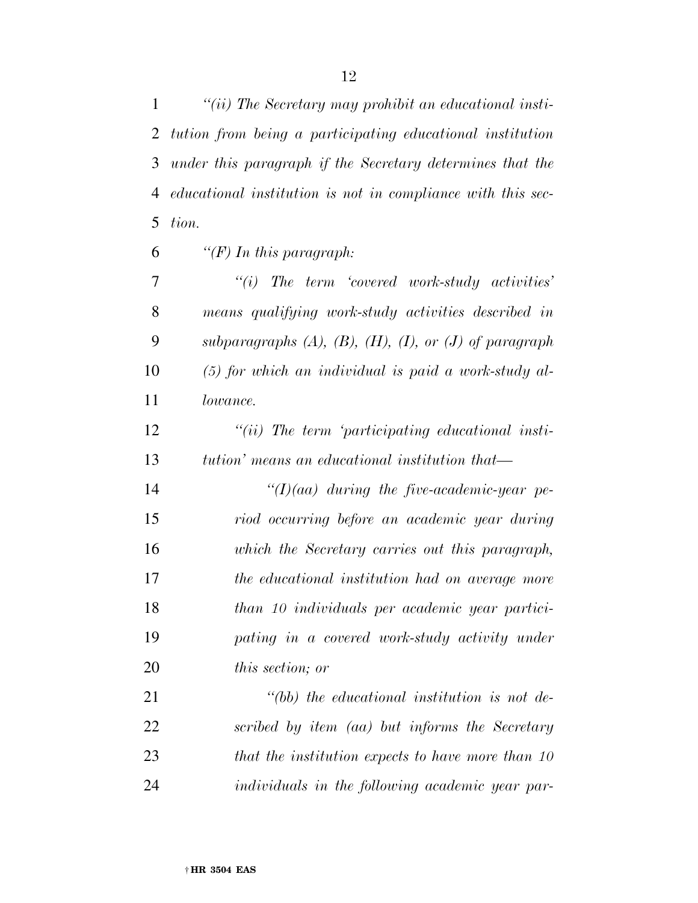*"(ii) The Secretary may prohibit an educational institution from being a participating educational institution under this paragraph if the Secretary determines that the educational institution is not in compliance with this section.*

*"(F) In this paragraph:*

*"(i) The term 'covered work-study activities' means qualifying work-study activities described in subparagraphs (A), (B), (H), (I), or (J) of paragraph (5) for which an individual is paid a work-study allowance.*

*"(ii) The term 'participating educational institution' means an educational institution that—*

*"(I)(aa) during the five-academic-year period occurring before an academic year during which the Secretary carries out this paragraph, the educational institution had on average more than 10 individuals per academic year participating in a covered work-study activity under this section; or*

*"(bb) the educational institution is not described by item (aa) but informs the Secretary that the institution expects to have more than 10 individuals in the following academic year par-*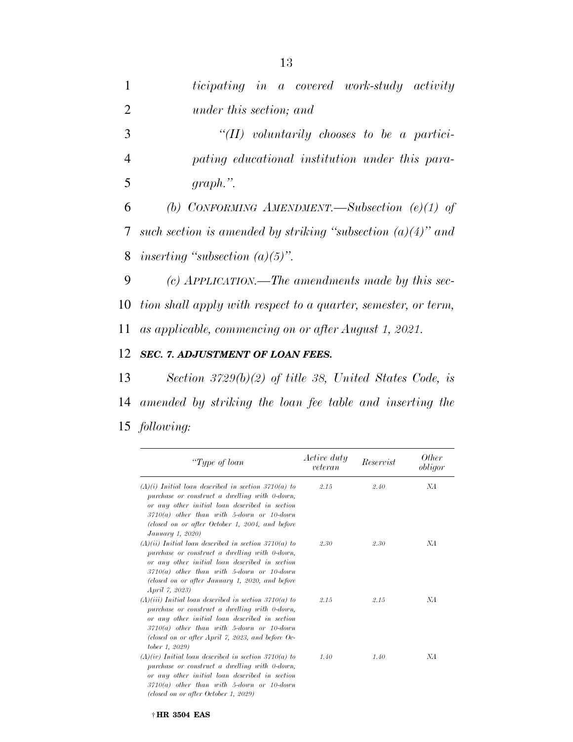*ticipating in a covered work-study activity under this section; and*

*"(II) voluntarily chooses to be a participating educational institution under this paragraph.".*

*(b) CONFORMING AMENDMENT.—Subsection (e)(1) of such section is amended by striking "subsection (a)(4)" and inserting "subsection (a)(5)".*

*(c) APPLICATION.—The amendments made by this section shall apply with respect to a quarter, semester, or term, as applicable, commencing on or after August 1, 2021.*

***SEC. 7. ADJUSTMENT OF LOAN FEES.***

*Section 3729(b)(2) of title 38, United States Code, is amended by striking the loan fee table and inserting the following:*

| *"Type of loan* | *Active duty veteran* | *Reservist* | *Other obligor* |
|---|---|---|---|
| *(A)(i) Initial loan described in section 3710(a) to purchase or construct a dwelling with 0-down, or any other initial loan described in section 3710(a) other than with 5-down or 10-down (closed on or after October 1, 2004, and before January 1, 2020)* | *2.15* | *2.40* | *NA* |
| *(A)(ii) Initial loan described in section 3710(a) to purchase or construct a dwelling with 0-down, or any other initial loan described in section 3710(a) other than with 5-down or 10-down (closed on or after January 1, 2020, and before April 7, 2023)* | *2.30* | *2.30* | *NA* |
| *(A)(iii) Initial loan described in section 3710(a) to purchase or construct a dwelling with 0-down, or any other initial loan described in section 3710(a) other than with 5-down or 10-down (closed on or after April 7, 2023, and before October 1, 2029)* | *2.15* | *2.15* | *NA* |
| *(A)(iv) Initial loan described in section 3710(a) to purchase or construct a dwelling with 0-down, or any other initial loan described in section 3710(a) other than with 5-down or 10-down (closed on or after October 1, 2029)* | *1.40* | *1.40* | *NA* |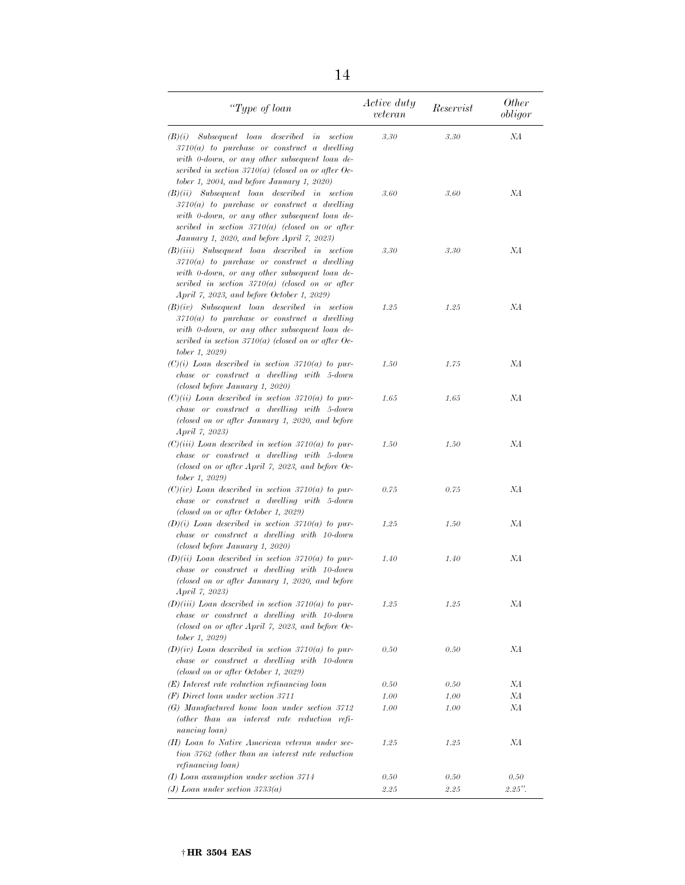| "Type of loan | Active duty veteran | Reservist | Other obligor |
|---|---|---|---|
| (B)(i) Subsequent loan described in section 3710(a) to purchase or construct a dwelling with 0-down, or any other subsequent loan described in section 3710(a) (closed on or after October 1, 2004, and before January 1, 2020) | 3.30 | 3.30 | NA |
| (B)(ii) Subsequent loan described in section 3710(a) to purchase or construct a dwelling with 0-down, or any other subsequent loan described in section 3710(a) (closed on or after January 1, 2020, and before April 7, 2023) | 3.60 | 3.60 | NA |
| (B)(iii) Subsequent loan described in section 3710(a) to purchase or construct a dwelling with 0-down, or any other subsequent loan described in section 3710(a) (closed on or after April 7, 2023, and before October 1, 2029) | 3.30 | 3.30 | NA |
| (B)(iv) Subsequent loan described in section 3710(a) to purchase or construct a dwelling with 0-down, or any other subsequent loan described in section 3710(a) (closed on or after October 1, 2029) | 1.25 | 1.25 | NA |
| (C)(i) Loan described in section 3710(a) to purchase or construct a dwelling with 5-down (closed before January 1, 2020) | 1.50 | 1.75 | NA |
| (C)(ii) Loan described in section 3710(a) to purchase or construct a dwelling with 5-down (closed on or after January 1, 2020, and before April 7, 2023) | 1.65 | 1.65 | NA |
| (C)(iii) Loan described in section 3710(a) to purchase or construct a dwelling with 5-down (closed on or after April 7, 2023, and before October 1, 2029) | 1.50 | 1.50 | NA |
| (C)(iv) Loan described in section 3710(a) to purchase or construct a dwelling with 5-down (closed on or after October 1, 2029) | 0.75 | 0.75 | NA |
| (D)(i) Loan described in section 3710(a) to purchase or construct a dwelling with 10-down (closed before January 1, 2020) | 1.25 | 1.50 | NA |
| (D)(ii) Loan described in section 3710(a) to purchase or construct a dwelling with 10-down (closed on or after January 1, 2020, and before April 7, 2023) | 1.40 | 1.40 | NA |
| (D)(iii) Loan described in section 3710(a) to purchase or construct a dwelling with 10-down (closed on or after April 7, 2023, and before October 1, 2029) | 1.25 | 1.25 | NA |
| (D)(iv) Loan described in section 3710(a) to purchase or construct a dwelling with 10-down (closed on or after October 1, 2029) | 0.50 | 0.50 | NA |
| (E) Interest rate reduction refinancing loan | 0.50 | 0.50 | NA |
| (F) Direct loan under section 3711 | 1.00 | 1.00 | NA |
| (G) Manufactured home loan under section 3712 (other than an interest rate reduction refinancing loan) | 1.00 | 1.00 | NA |
| (H) Loan to Native American veteran under section 3762 (other than an interest rate reduction refinancing loan) | 1.25 | 1.25 | NA |
| (I) Loan assumption under section 3714 | 0.50 | 0.50 | 0.50 |
| (J) Loan under section 3733(a) | 2.25 | 2.25 | 2.25". |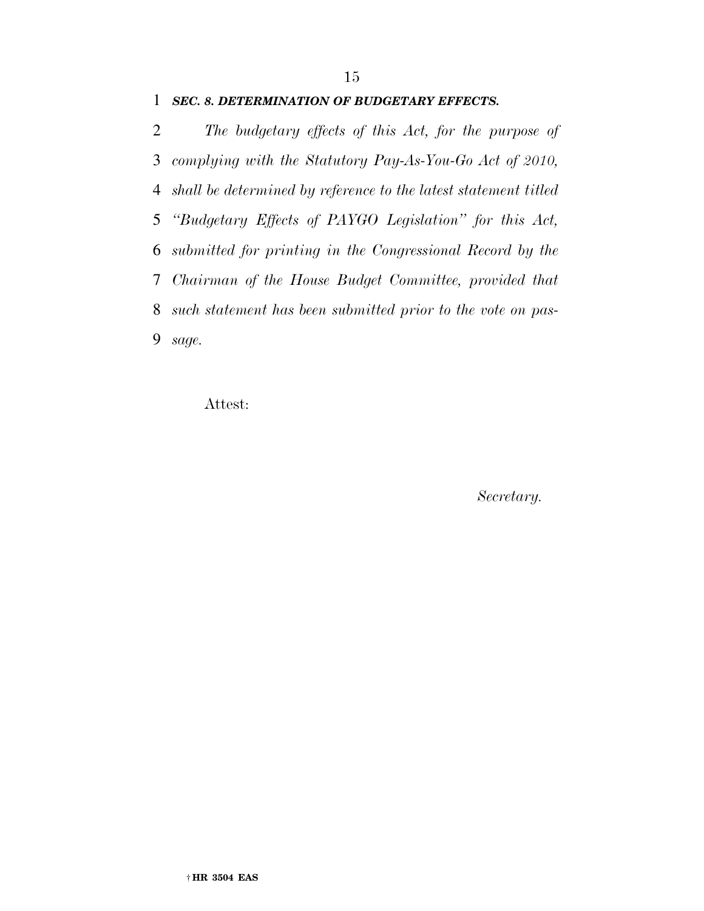***SEC. 8. DETERMINATION OF BUDGETARY EFFECTS.***

*The budgetary effects of this Act, for the purpose of complying with the Statutory Pay-As-You-Go Act of 2010, shall be determined by reference to the latest statement titled "Budgetary Effects of PAYGO Legislation" for this Act, submitted for printing in the Congressional Record by the Chairman of the House Budget Committee, provided that such statement has been submitted prior to the vote on passage.*

Attest:

*Secretary.*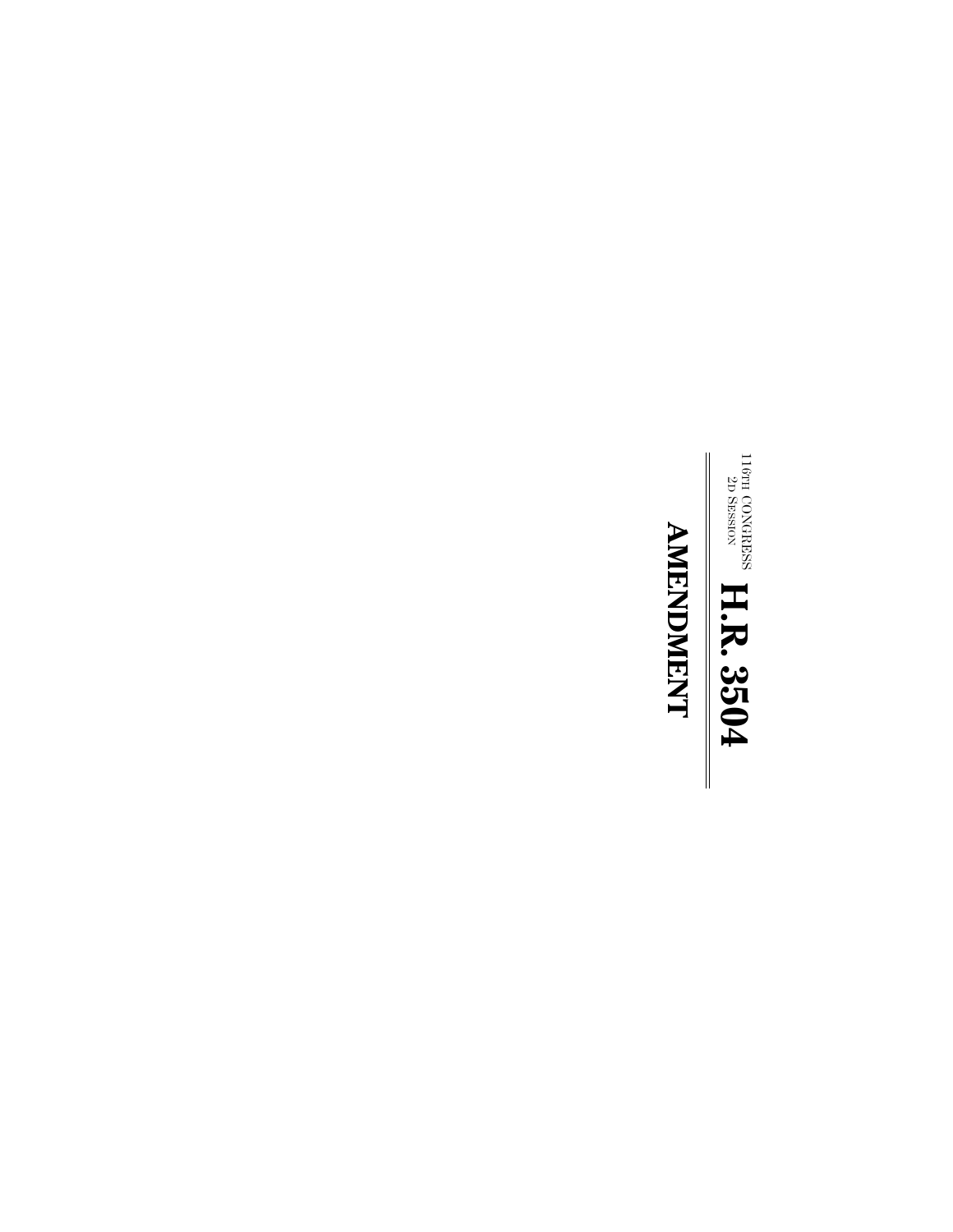116TH CONGRESS
2D SESSION

# H.R. 3504

# AMENDMENT